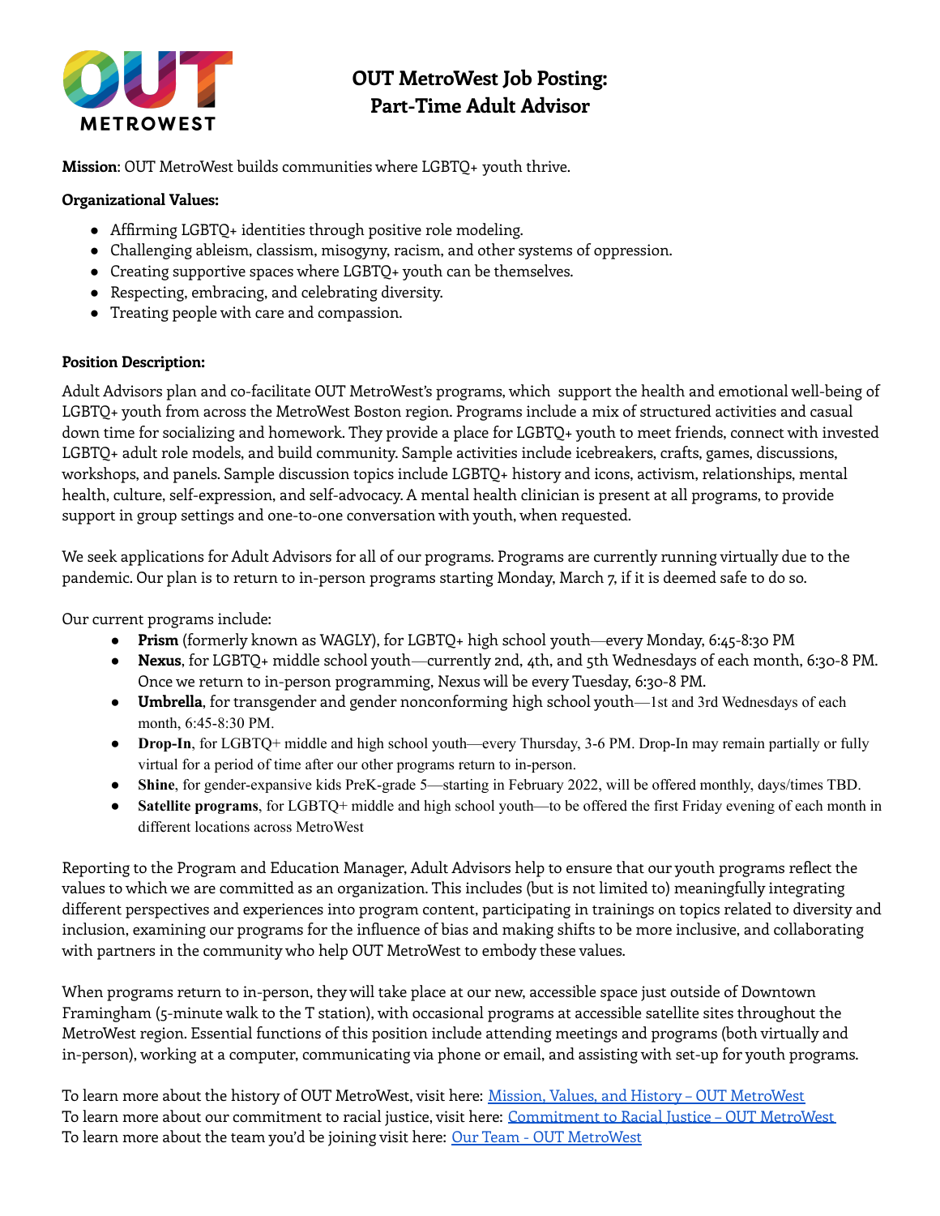OUT METROWEST

# OUT MetroWest Job Posting: Part-Time Adult Advisor

**Mission**: OUT MetroWest builds communities where LGBTQ+ youth thrive.

**Organizational Values:**

- Affirming LGBTQ+ identities through positive role modeling.
- Challenging ableism, classism, misogyny, racism, and other systems of oppression.
- Creating supportive spaces where LGBTQ+ youth can be themselves.
- Respecting, embracing, and celebrating diversity.
- Treating people with care and compassion.

**Position Description:**

Adult Advisors plan and co-facilitate OUT MetroWest's programs, which support the health and emotional well-being of LGBTQ+ youth from across the MetroWest Boston region. Programs include a mix of structured activities and casual down time for socializing and homework. They provide a place for LGBTQ+ youth to meet friends, connect with invested LGBTQ+ adult role models, and build community. Sample activities include icebreakers, crafts, games, discussions, workshops, and panels. Sample discussion topics include LGBTQ+ history and icons, activism, relationships, mental health, culture, self-expression, and self-advocacy. A mental health clinician is present at all programs, to provide support in group settings and one-to-one conversation with youth, when requested.

We seek applications for Adult Advisors for all of our programs. Programs are currently running virtually due to the pandemic. Our plan is to return to in-person programs starting Monday, March 7, if it is deemed safe to do so.

Our current programs include:

- **Prism** (formerly known as WAGLY), for LGBTQ+ high school youth—every Monday, 6:45-8:30 PM
- **Nexus**, for LGBTQ+ middle school youth—currently 2nd, 4th, and 5th Wednesdays of each month, 6:30-8 PM. Once we return to in-person programming, Nexus will be every Tuesday, 6:30-8 PM.
- **Umbrella**, for transgender and gender nonconforming high school youth—1st and 3rd Wednesdays of each month, 6:45-8:30 PM.
- **Drop-In**, for LGBTQ+ middle and high school youth—every Thursday, 3-6 PM. Drop-In may remain partially or fully virtual for a period of time after our other programs return to in-person.
- **Shine**, for gender-expansive kids PreK-grade 5—starting in February 2022, will be offered monthly, days/times TBD.
- **Satellite programs**, for LGBTQ+ middle and high school youth—to be offered the first Friday evening of each month in different locations across MetroWest

Reporting to the Program and Education Manager, Adult Advisors help to ensure that our youth programs reflect the values to which we are committed as an organization. This includes (but is not limited to) meaningfully integrating different perspectives and experiences into program content, participating in trainings on topics related to diversity and inclusion, examining our programs for the influence of bias and making shifts to be more inclusive, and collaborating with partners in the community who help OUT MetroWest to embody these values.

When programs return to in-person, they will take place at our new, accessible space just outside of Downtown Framingham (5-minute walk to the T station), with occasional programs at accessible satellite sites throughout the MetroWest region. Essential functions of this position include attending meetings and programs (both virtually and in-person), working at a computer, communicating via phone or email, and assisting with set-up for youth programs.

To learn more about the history of OUT MetroWest, visit here: [Mission, Values, and History – OUT MetroWest]
To learn more about our commitment to racial justice, visit here: [Commitment to Racial Justice – OUT MetroWest]
To learn more about the team you'd be joining visit here: [Our Team - OUT MetroWest]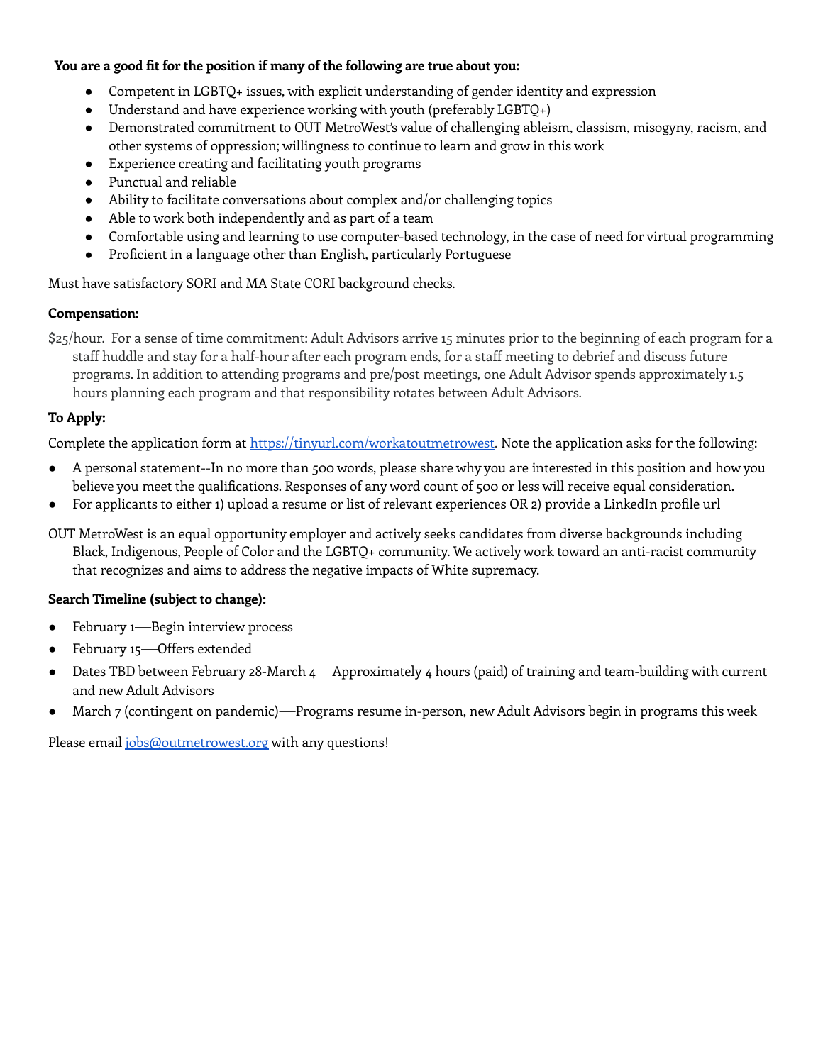**You are a good fit for the position if many of the following are true about you:**

- Competent in LGBTQ+ issues, with explicit understanding of gender identity and expression
- Understand and have experience working with youth (preferably LGBTQ+)
- Demonstrated commitment to OUT MetroWest's value of challenging ableism, classism, misogyny, racism, and other systems of oppression; willingness to continue to learn and grow in this work
- Experience creating and facilitating youth programs
- Punctual and reliable
- Ability to facilitate conversations about complex and/or challenging topics
- Able to work both independently and as part of a team
- Comfortable using and learning to use computer-based technology, in the case of need for virtual programming
- Proficient in a language other than English, particularly Portuguese

Must have satisfactory SORI and MA State CORI background checks.

**Compensation:**

$25/hour. For a sense of time commitment: Adult Advisors arrive 15 minutes prior to the beginning of each program for a staff huddle and stay for a half-hour after each program ends, for a staff meeting to debrief and discuss future programs. In addition to attending programs and pre/post meetings, one Adult Advisor spends approximately 1.5 hours planning each program and that responsibility rotates between Adult Advisors.

**To Apply:**

Complete the application form at [https://tinyurl.com/workatoutmetrowest](https://tinyurl.com/workatoutmetrowest). Note the application asks for the following:

- A personal statement--In no more than 500 words, please share why you are interested in this position and how you believe you meet the qualifications. Responses of any word count of 500 or less will receive equal consideration.
- For applicants to either 1) upload a resume or list of relevant experiences OR 2) provide a LinkedIn profile url

OUT MetroWest is an equal opportunity employer and actively seeks candidates from diverse backgrounds including Black, Indigenous, People of Color and the LGBTQ+ community. We actively work toward an anti-racist community that recognizes and aims to address the negative impacts of White supremacy.

**Search Timeline (subject to change):**

- February 1—Begin interview process
- February 15—Offers extended
- Dates TBD between February 28-March 4—Approximately 4 hours (paid) of training and team-building with current and new Adult Advisors
- March 7 (contingent on pandemic)—Programs resume in-person, new Adult Advisors begin in programs this week

Please email [jobs@outmetrowest.org](mailto:jobs@outmetrowest.org) with any questions!